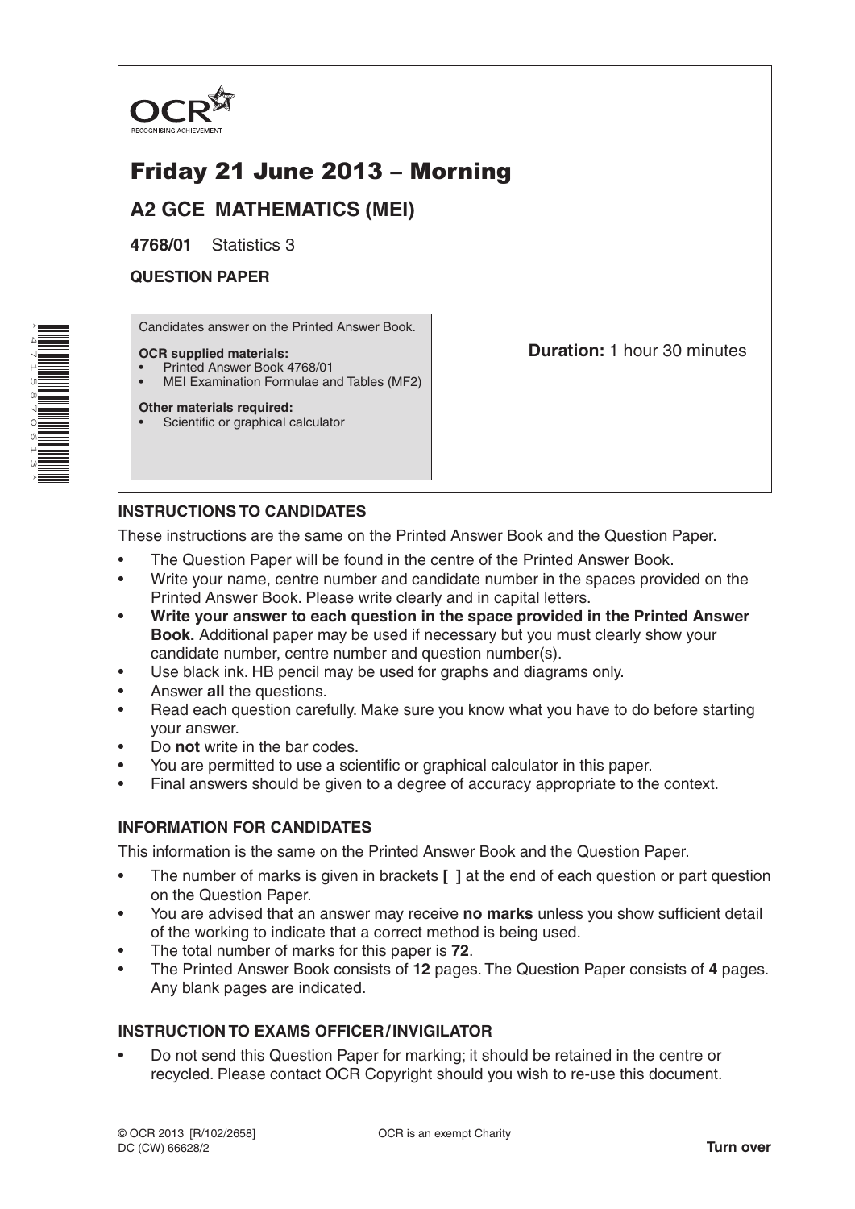OCR
RECOGNISING ACHIEVEMENT

# Friday 21 June 2013 – Morning

## A2 GCE MATHEMATICS (MEI)

**4768/01** Statistics 3

**QUESTION PAPER**

Candidates answer on the Printed Answer Book.

**OCR supplied materials:**
- Printed Answer Book 4768/01
- MEI Examination Formulae and Tables (MF2)

**Other materials required:**
- Scientific or graphical calculator

**Duration:** 1 hour 30 minutes

### INSTRUCTIONS TO CANDIDATES

These instructions are the same on the Printed Answer Book and the Question Paper.

- The Question Paper will be found in the centre of the Printed Answer Book.
- Write your name, centre number and candidate number in the spaces provided on the Printed Answer Book. Please write clearly and in capital letters.
- **Write your answer to each question in the space provided in the Printed Answer Book.** Additional paper may be used if necessary but you must clearly show your candidate number, centre number and question number(s).
- Use black ink. HB pencil may be used for graphs and diagrams only.
- Answer **all** the questions.
- Read each question carefully. Make sure you know what you have to do before starting your answer.
- Do **not** write in the bar codes.
- You are permitted to use a scientific or graphical calculator in this paper.
- Final answers should be given to a degree of accuracy appropriate to the context.

### INFORMATION FOR CANDIDATES

This information is the same on the Printed Answer Book and the Question Paper.

- The number of marks is given in brackets **[ ]** at the end of each question or part question on the Question Paper.
- You are advised that an answer may receive **no marks** unless you show sufficient detail of the working to indicate that a correct method is being used.
- The total number of marks for this paper is **72**.
- The Printed Answer Book consists of **12** pages. The Question Paper consists of **4** pages. Any blank pages are indicated.

### INSTRUCTION TO EXAMS OFFICER / INVIGILATOR

- Do not send this Question Paper for marking; it should be retained in the centre or recycled. Please contact OCR Copyright should you wish to re-use this document.

© OCR 2013 [R/102/2658]
DC (CW) 66628/2

OCR is an exempt Charity

**Turn over**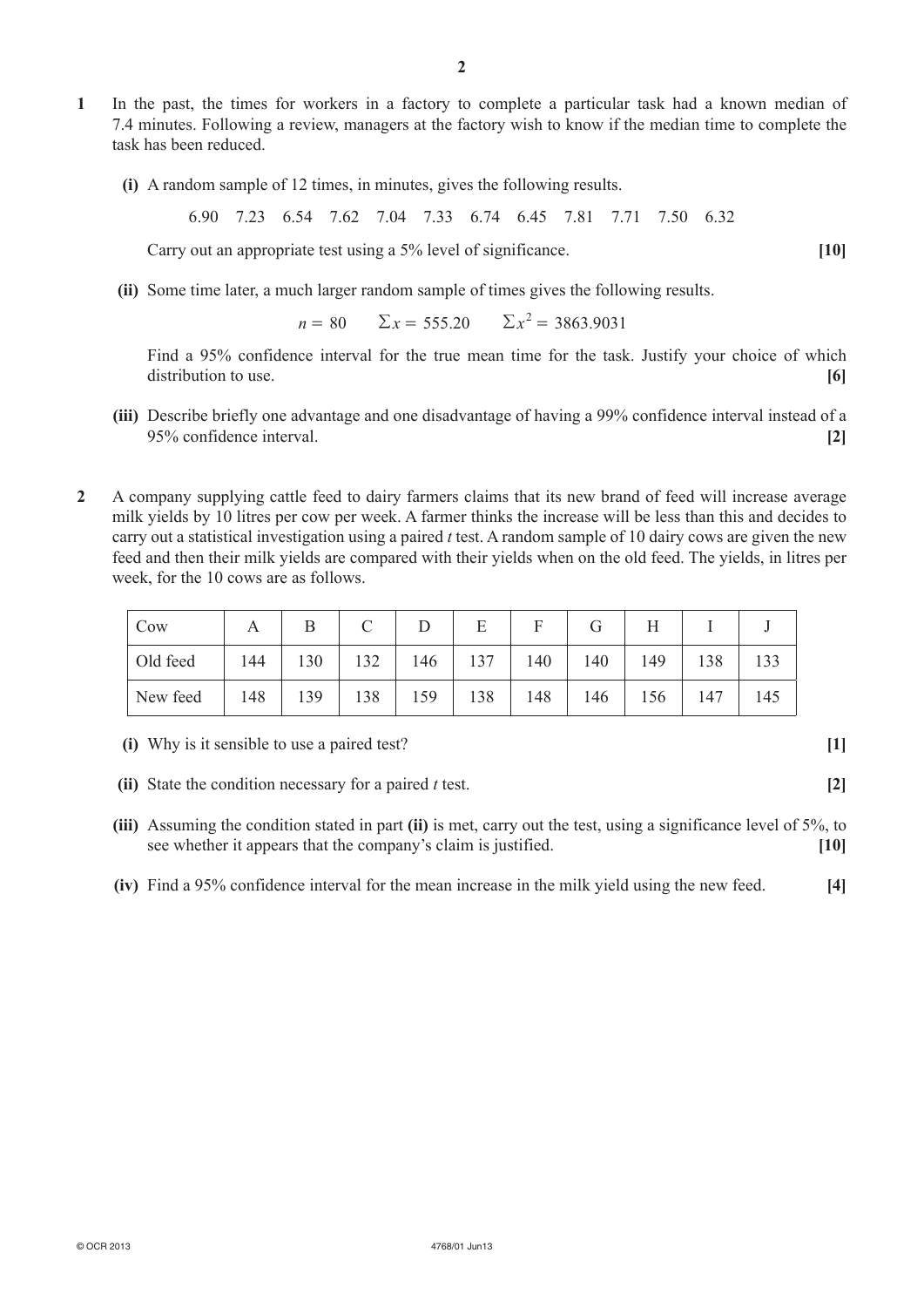**1** In the past, the times for workers in a factory to complete a particular task had a known median of 7.4 minutes. Following a review, managers at the factory wish to know if the median time to complete the task has been reduced.

**(i)** A random sample of 12 times, in minutes, gives the following results.

6.90 7.23 6.54 7.62 7.04 7.33 6.74 6.45 7.81 7.71 7.50 6.32

Carry out an appropriate test using a 5% level of significance. **[10]**

**(ii)** Some time later, a much larger random sample of times gives the following results.

$$n = 80 \qquad \Sigma x = 555.20 \qquad \Sigma x^2 = 3863.9031$$

Find a 95% confidence interval for the true mean time for the task. Justify your choice of which distribution to use. **[6]**

**(iii)** Describe briefly one advantage and one disadvantage of having a 99% confidence interval instead of a 95% confidence interval. **[2]**

**2** A company supplying cattle feed to dairy farmers claims that its new brand of feed will increase average milk yields by 10 litres per cow per week. A farmer thinks the increase will be less than this and decides to carry out a statistical investigation using a paired *t* test. A random sample of 10 dairy cows are given the new feed and then their milk yields are compared with their yields when on the old feed. The yields, in litres per week, for the 10 cows are as follows.

| Cow | A | B | C | D | E | F | G | H | I | J |
|---|---|---|---|---|---|---|---|---|---|---|
| Old feed | 144 | 130 | 132 | 146 | 137 | 140 | 140 | 149 | 138 | 133 |
| New feed | 148 | 139 | 138 | 159 | 138 | 148 | 146 | 156 | 147 | 145 |

**(i)** Why is it sensible to use a paired test? **[1]**

**(ii)** State the condition necessary for a paired *t* test. **[2]**

**(iii)** Assuming the condition stated in part **(ii)** is met, carry out the test, using a significance level of 5%, to see whether it appears that the company's claim is justified. **[10]**

**(iv)** Find a 95% confidence interval for the mean increase in the milk yield using the new feed. **[4]**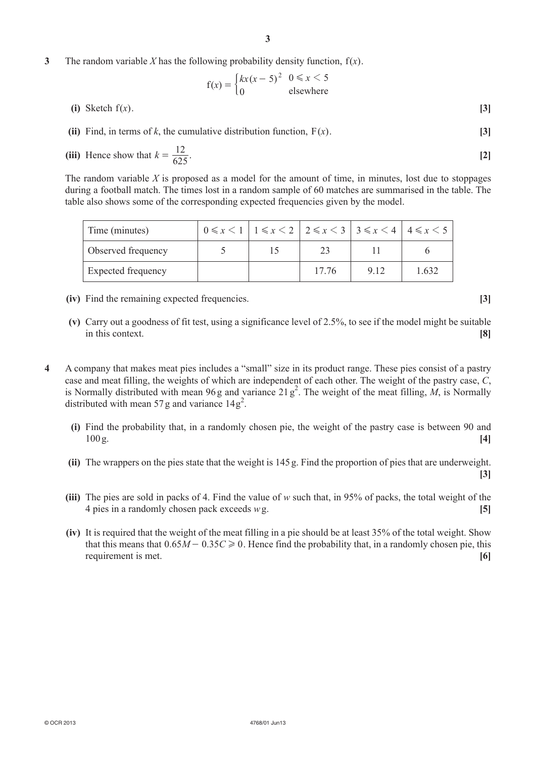**3** The random variable $X$ has the following probability density function, $f(x)$.

$$f(x) = \begin{cases} kx(x-5)^2 & 0 \leqslant x < 5 \\ 0 & \text{elsewhere} \end{cases}$$

**(i)** Sketch $f(x)$. **[3]**

**(ii)** Find, in terms of $k$, the cumulative distribution function, $F(x)$. **[3]**

**(iii)** Hence show that $k = \frac{12}{625}$. **[2]**

The random variable $X$ is proposed as a model for the amount of time, in minutes, lost due to stoppages during a football match. The times lost in a random sample of 60 matches are summarised in the table. The table also shows some of the corresponding expected frequencies given by the model.

| Time (minutes) | $0 \leqslant x < 1$ | $1 \leqslant x < 2$ | $2 \leqslant x < 3$ | $3 \leqslant x < 4$ | $4 \leqslant x < 5$ |
|---|---|---|---|---|---|
| Observed frequency | 5 | 15 | 23 | 11 | 6 |
| Expected frequency | | | 17.76 | 9.12 | 1.632 |

**(iv)** Find the remaining expected frequencies. **[3]**

**(v)** Carry out a goodness of fit test, using a significance level of 2.5%, to see if the model might be suitable in this context. **[8]**

**4** A company that makes meat pies includes a "small" size in its product range. These pies consist of a pastry case and meat filling, the weights of which are independent of each other. The weight of the pastry case, $C$, is Normally distributed with mean 96 g and variance 21 g$^2$. The weight of the meat filling, $M$, is Normally distributed with mean 57 g and variance 14 g$^2$.

**(i)** Find the probability that, in a randomly chosen pie, the weight of the pastry case is between 90 and 100 g. **[4]**

**(ii)** The wrappers on the pies state that the weight is 145 g. Find the proportion of pies that are underweight. **[3]**

**(iii)** The pies are sold in packs of 4. Find the value of $w$ such that, in 95% of packs, the total weight of the 4 pies in a randomly chosen pack exceeds $w$ g. **[5]**

**(iv)** It is required that the weight of the meat filling in a pie should be at least 35% of the total weight. Show that this means that $0.65M - 0.35C \geqslant 0$. Hence find the probability that, in a randomly chosen pie, this requirement is met. **[6]**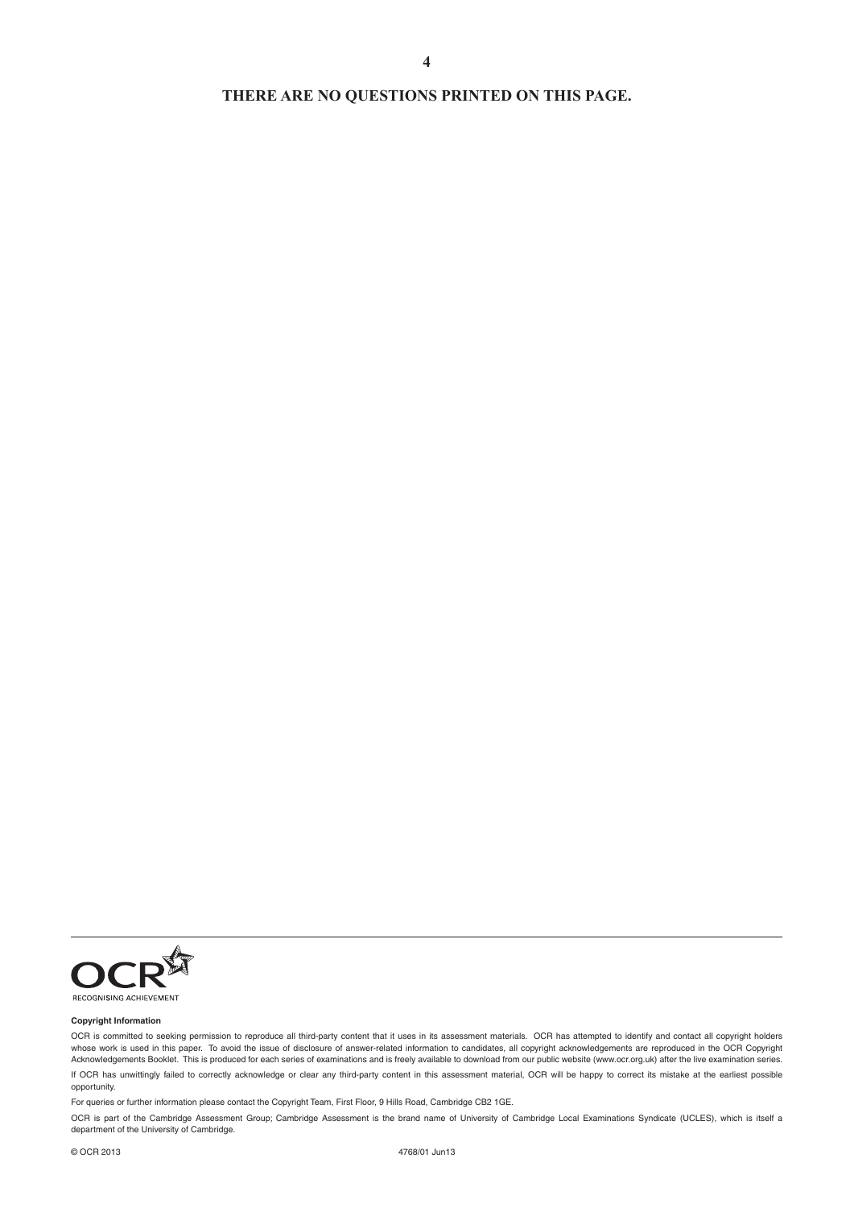**THERE ARE NO QUESTIONS PRINTED ON THIS PAGE.**

OCR
RECOGNISING ACHIEVEMENT

**Copyright Information**

OCR is committed to seeking permission to reproduce all third-party content that it uses in its assessment materials. OCR has attempted to identify and contact all copyright holders whose work is used in this paper. To avoid the issue of disclosure of answer-related information to candidates, all copyright acknowledgements are reproduced in the OCR Copyright Acknowledgements Booklet. This is produced for each series of examinations and is freely available to download from our public website (www.ocr.org.uk) after the live examination series.

If OCR has unwittingly failed to correctly acknowledge or clear any third-party content in this assessment material, OCR will be happy to correct its mistake at the earliest possible opportunity.

For queries or further information please contact the Copyright Team, First Floor, 9 Hills Road, Cambridge CB2 1GE.

OCR is part of the Cambridge Assessment Group; Cambridge Assessment is the brand name of University of Cambridge Local Examinations Syndicate (UCLES), which is itself a department of the University of Cambridge.

© OCR 2013 4768/01 Jun13